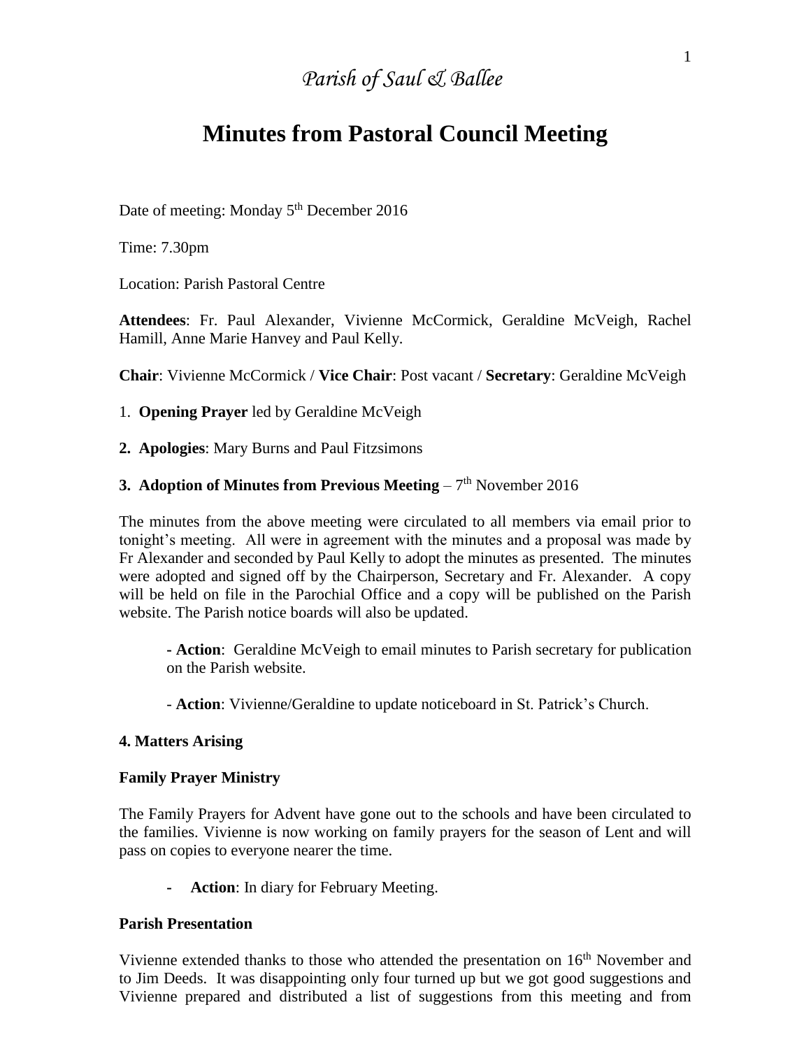*Parish of Saul & Ballee*

# Minutes from Pastoral Council Meeting

Date of meeting: Monday 5th December 2016

Time: 7.30pm

Location: Parish Pastoral Centre

**Attendees**: Fr. Paul Alexander, Vivienne McCormick, Geraldine McVeigh, Rachel Hamill, Anne Marie Hanvey and Paul Kelly.

**Chair**: Vivienne McCormick / **Vice Chair**: Post vacant / **Secretary**: Geraldine McVeigh

1. **Opening Prayer** led by Geraldine McVeigh

**2. Apologies**: Mary Burns and Paul Fitzsimons

**3. Adoption of Minutes from Previous Meeting** – 7th November 2016

The minutes from the above meeting were circulated to all members via email prior to tonight's meeting. All were in agreement with the minutes and a proposal was made by Fr Alexander and seconded by Paul Kelly to adopt the minutes as presented. The minutes were adopted and signed off by the Chairperson, Secretary and Fr. Alexander. A copy will be held on file in the Parochial Office and a copy will be published on the Parish website. The Parish notice boards will also be updated.

- **Action**: Geraldine McVeigh to email minutes to Parish secretary for publication on the Parish website.
- **Action**: Vivienne/Geraldine to update noticeboard in St. Patrick's Church.

**4. Matters Arising**

**Family Prayer Ministry**

The Family Prayers for Advent have gone out to the schools and have been circulated to the families. Vivienne is now working on family prayers for the season of Lent and will pass on copies to everyone nearer the time.

- **Action**: In diary for February Meeting.

**Parish Presentation**

Vivienne extended thanks to those who attended the presentation on 16th November and to Jim Deeds. It was disappointing only four turned up but we got good suggestions and Vivienne prepared and distributed a list of suggestions from this meeting and from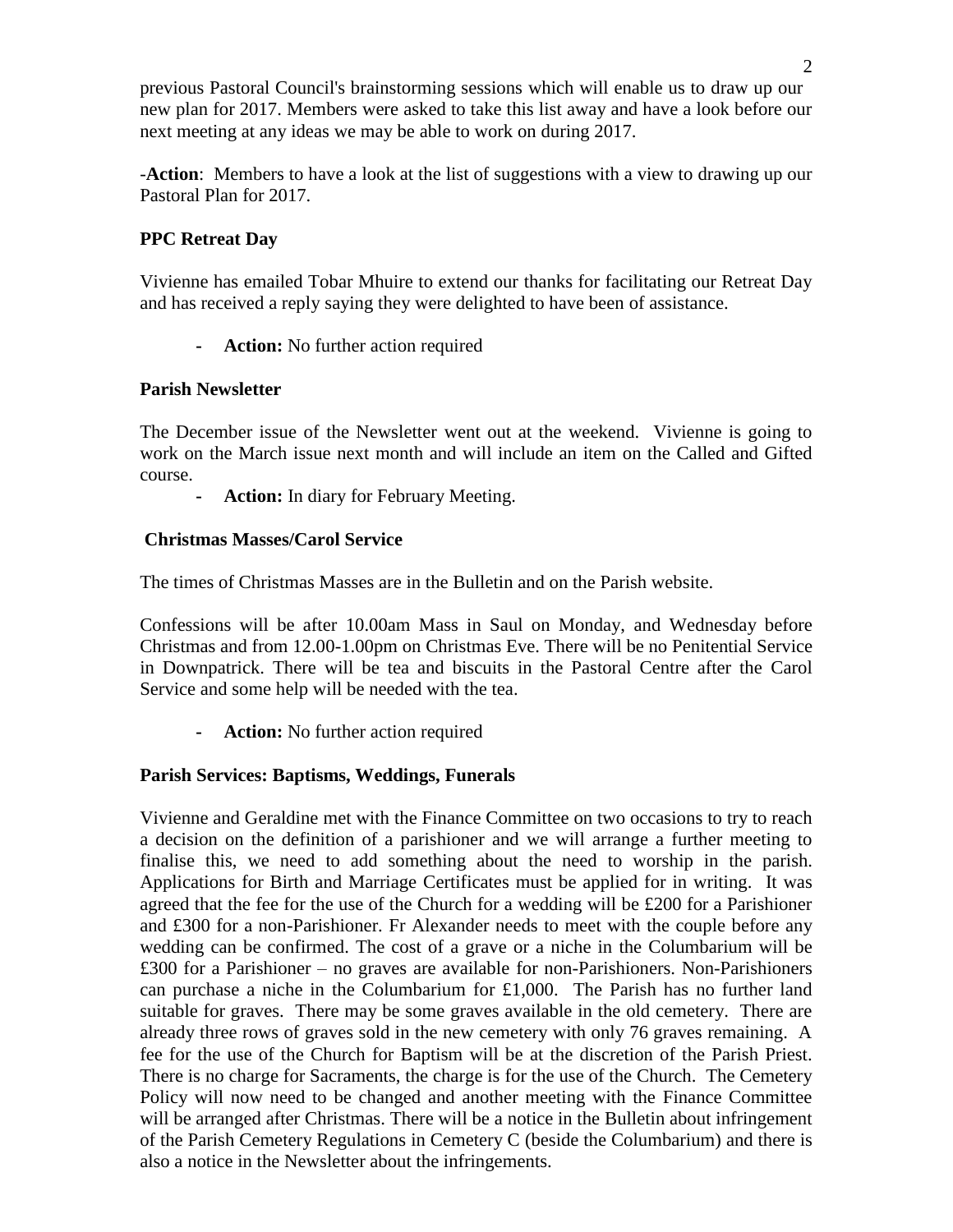previous Pastoral Council's brainstorming sessions which will enable us to draw up our new plan for 2017. Members were asked to take this list away and have a look before our next meeting at any ideas we may be able to work on during 2017.

-**Action**: Members to have a look at the list of suggestions with a view to drawing up our Pastoral Plan for 2017.

**PPC Retreat Day**

Vivienne has emailed Tobar Mhuire to extend our thanks for facilitating our Retreat Day and has received a reply saying they were delighted to have been of assistance.

- **Action:** No further action required

**Parish Newsletter**

The December issue of the Newsletter went out at the weekend. Vivienne is going to work on the March issue next month and will include an item on the Called and Gifted course.

- **Action:** In diary for February Meeting.

**Christmas Masses/Carol Service**

The times of Christmas Masses are in the Bulletin and on the Parish website.

Confessions will be after 10.00am Mass in Saul on Monday, and Wednesday before Christmas and from 12.00-1.00pm on Christmas Eve. There will be no Penitential Service in Downpatrick. There will be tea and biscuits in the Pastoral Centre after the Carol Service and some help will be needed with the tea.

- **Action:** No further action required

**Parish Services: Baptisms, Weddings, Funerals**

Vivienne and Geraldine met with the Finance Committee on two occasions to try to reach a decision on the definition of a parishioner and we will arrange a further meeting to finalise this, we need to add something about the need to worship in the parish. Applications for Birth and Marriage Certificates must be applied for in writing. It was agreed that the fee for the use of the Church for a wedding will be £200 for a Parishioner and £300 for a non-Parishioner. Fr Alexander needs to meet with the couple before any wedding can be confirmed. The cost of a grave or a niche in the Columbarium will be £300 for a Parishioner – no graves are available for non-Parishioners. Non-Parishioners can purchase a niche in the Columbarium for £1,000. The Parish has no further land suitable for graves. There may be some graves available in the old cemetery. There are already three rows of graves sold in the new cemetery with only 76 graves remaining. A fee for the use of the Church for Baptism will be at the discretion of the Parish Priest. There is no charge for Sacraments, the charge is for the use of the Church. The Cemetery Policy will now need to be changed and another meeting with the Finance Committee will be arranged after Christmas. There will be a notice in the Bulletin about infringement of the Parish Cemetery Regulations in Cemetery C (beside the Columbarium) and there is also a notice in the Newsletter about the infringements.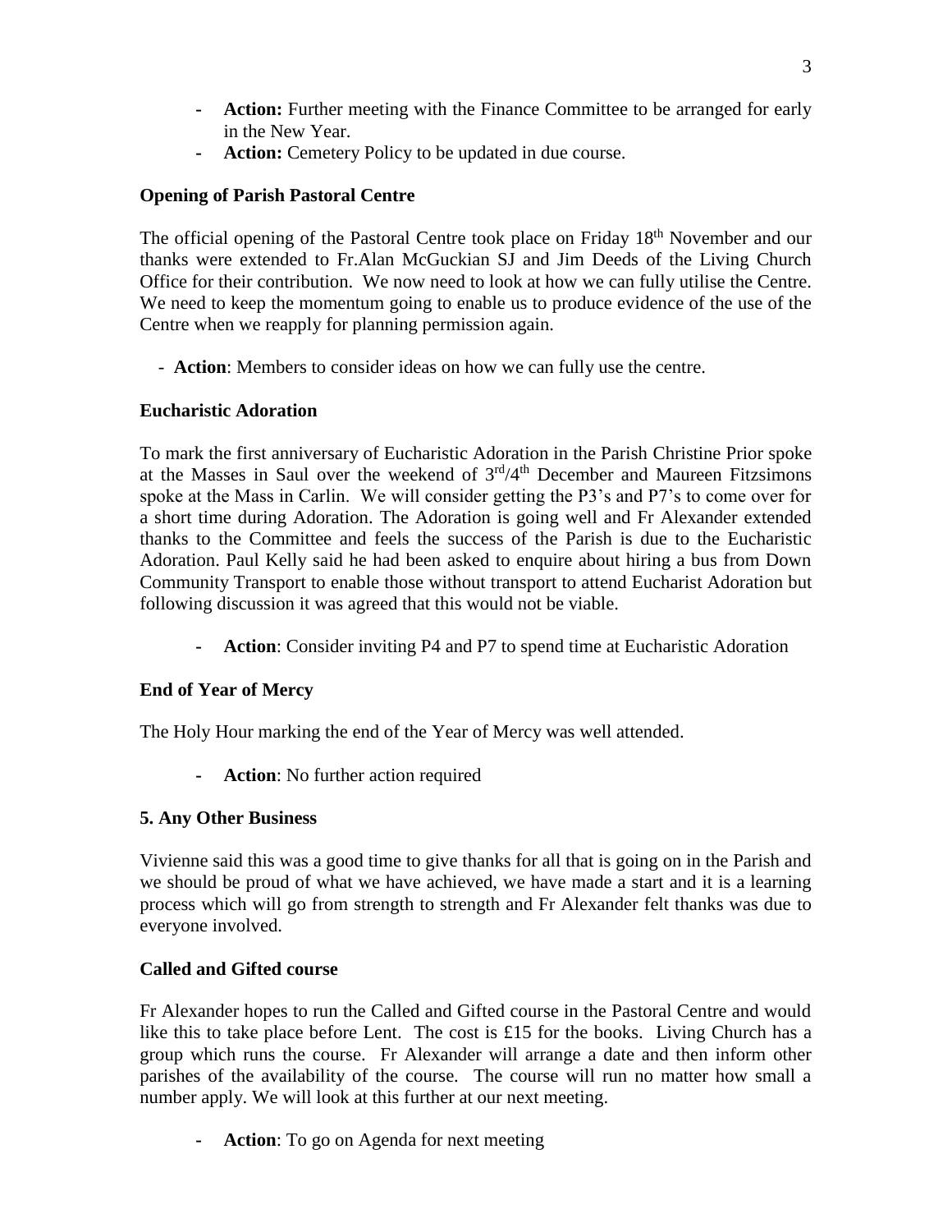- **Action:** Further meeting with the Finance Committee to be arranged for early in the New Year.
- **Action:** Cemetery Policy to be updated in due course.

**Opening of Parish Pastoral Centre**

The official opening of the Pastoral Centre took place on Friday 18th November and our thanks were extended to Fr.Alan McGuckian SJ and Jim Deeds of the Living Church Office for their contribution. We now need to look at how we can fully utilise the Centre. We need to keep the momentum going to enable us to produce evidence of the use of the Centre when we reapply for planning permission again.

- **Action**: Members to consider ideas on how we can fully use the centre.

**Eucharistic Adoration**

To mark the first anniversary of Eucharistic Adoration in the Parish Christine Prior spoke at the Masses in Saul over the weekend of 3rd/4th December and Maureen Fitzsimons spoke at the Mass in Carlin. We will consider getting the P3's and P7's to come over for a short time during Adoration. The Adoration is going well and Fr Alexander extended thanks to the Committee and feels the success of the Parish is due to the Eucharistic Adoration. Paul Kelly said he had been asked to enquire about hiring a bus from Down Community Transport to enable those without transport to attend Eucharist Adoration but following discussion it was agreed that this would not be viable.

- **Action**: Consider inviting P4 and P7 to spend time at Eucharistic Adoration

**End of Year of Mercy**

The Holy Hour marking the end of the Year of Mercy was well attended.

- **Action**: No further action required

**5. Any Other Business**

Vivienne said this was a good time to give thanks for all that is going on in the Parish and we should be proud of what we have achieved, we have made a start and it is a learning process which will go from strength to strength and Fr Alexander felt thanks was due to everyone involved.

**Called and Gifted course**

Fr Alexander hopes to run the Called and Gifted course in the Pastoral Centre and would like this to take place before Lent. The cost is £15 for the books. Living Church has a group which runs the course. Fr Alexander will arrange a date and then inform other parishes of the availability of the course. The course will run no matter how small a number apply. We will look at this further at our next meeting.

- **Action**: To go on Agenda for next meeting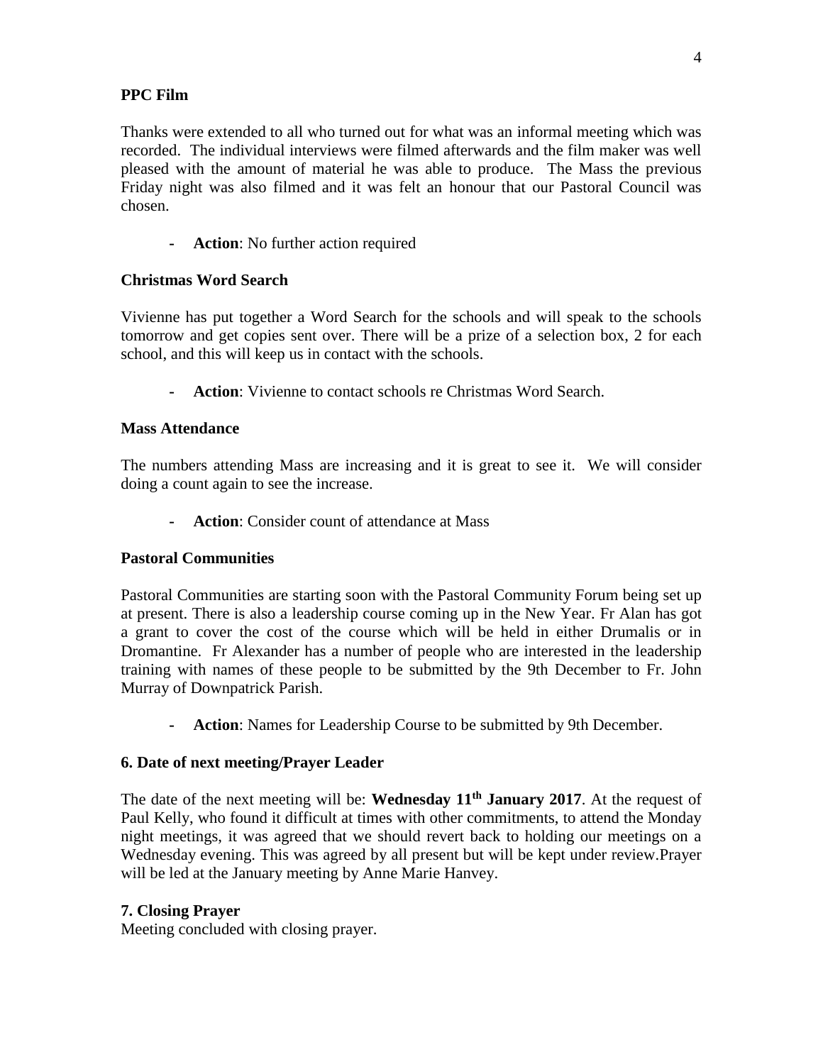### PPC Film

Thanks were extended to all who turned out for what was an informal meeting which was recorded. The individual interviews were filmed afterwards and the film maker was well pleased with the amount of material he was able to produce. The Mass the previous Friday night was also filmed and it was felt an honour that our Pastoral Council was chosen.

- **Action**: No further action required

### Christmas Word Search

Vivienne has put together a Word Search for the schools and will speak to the schools tomorrow and get copies sent over. There will be a prize of a selection box, 2 for each school, and this will keep us in contact with the schools.

- **Action**: Vivienne to contact schools re Christmas Word Search.

### Mass Attendance

The numbers attending Mass are increasing and it is great to see it. We will consider doing a count again to see the increase.

- **Action**: Consider count of attendance at Mass

### Pastoral Communities

Pastoral Communities are starting soon with the Pastoral Community Forum being set up at present. There is also a leadership course coming up in the New Year. Fr Alan has got a grant to cover the cost of the course which will be held in either Drumalis or in Dromantine. Fr Alexander has a number of people who are interested in the leadership training with names of these people to be submitted by the 9th December to Fr. John Murray of Downpatrick Parish.

- **Action**: Names for Leadership Course to be submitted by 9th December.

### 6. Date of next meeting/Prayer Leader

The date of the next meeting will be: **Wednesday 11th January 2017**. At the request of Paul Kelly, who found it difficult at times with other commitments, to attend the Monday night meetings, it was agreed that we should revert back to holding our meetings on a Wednesday evening. This was agreed by all present but will be kept under review.Prayer will be led at the January meeting by Anne Marie Hanvey.

### 7. Closing Prayer

Meeting concluded with closing prayer.